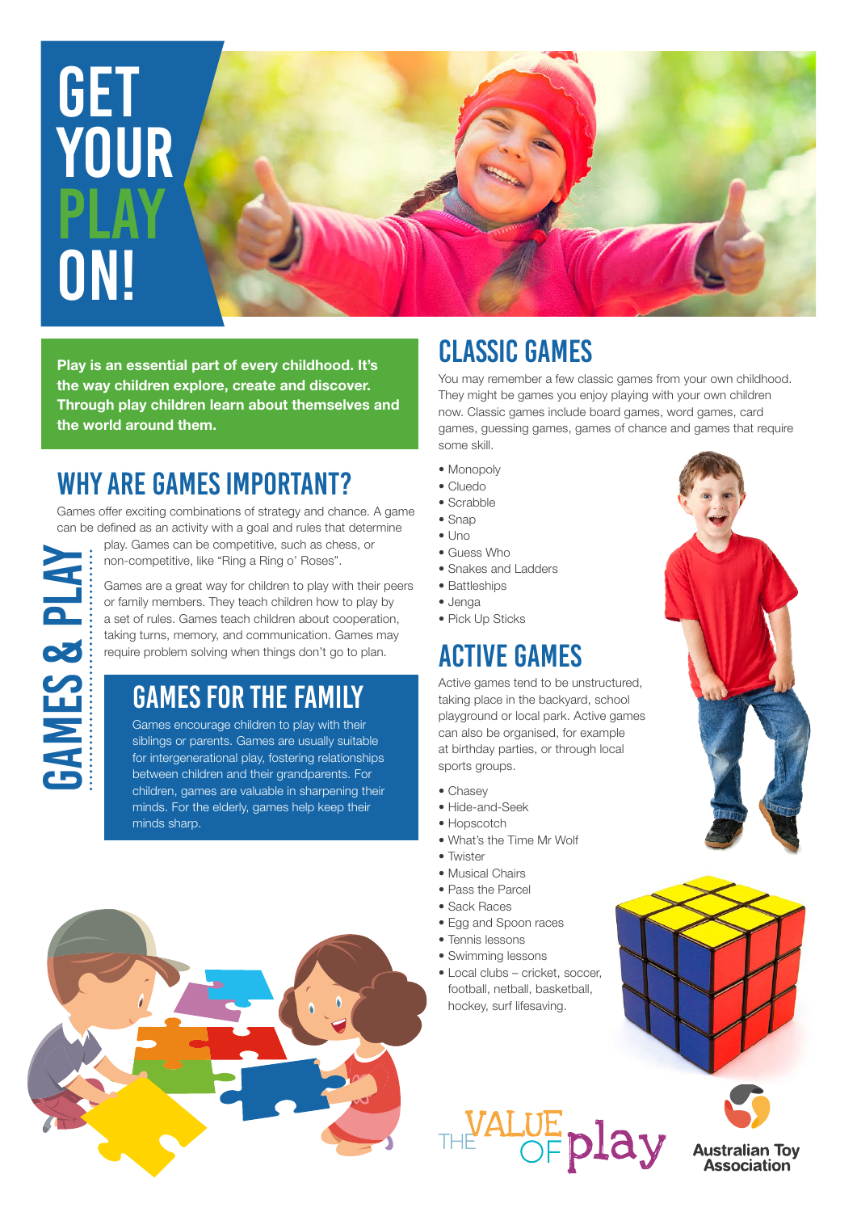# GET YOUR PLAY ON!

**Play is an essential part of every childhood. It's the way children explore, create and discover. Through play children learn about themselves and the world around them.**

GAMES & PLAY

## WHY ARE GAMES IMPORTANT?

Games offer exciting combinations of strategy and chance. A game can be defined as an activity with a goal and rules that determine play. Games can be competitive, such as chess, or non-competitive, like "Ring a Ring o' Roses".

Games are a great way for children to play with their peers or family members. They teach children how to play by a set of rules. Games teach children about cooperation, taking turns, memory, and communication. Games may require problem solving when things don't go to plan.

## GAMES FOR THE FAMILY

Games encourage children to play with their siblings or parents. Games are usually suitable for intergenerational play, fostering relationships between children and their grandparents. For children, games are valuable in sharpening their minds. For the elderly, games help keep their minds sharp.

## CLASSIC GAMES

You may remember a few classic games from your own childhood. They might be games you enjoy playing with your own children now. Classic games include board games, word games, card games, guessing games, games of chance and games that require some skill.

- Monopoly
- Cluedo
- Scrabble
- Snap
- Uno
- Guess Who
- Snakes and Ladders
- Battleships
- Jenga
- Pick Up Sticks

## ACTIVE GAMES

Active games tend to be unstructured, taking place in the backyard, school playground or local park. Active games can also be organised, for example at birthday parties, or through local sports groups.

- Chasey
- Hide-and-Seek
- Hopscotch
- What's the Time Mr Wolf
- Twister
- Musical Chairs
- Pass the Parcel
- Sack Races
- Egg and Spoon races
- Tennis lessons
- Swimming lessons
- Local clubs – cricket, soccer, football, netball, basketball, hockey, surf lifesaving.

THE VALUE OF play

Australian Toy Association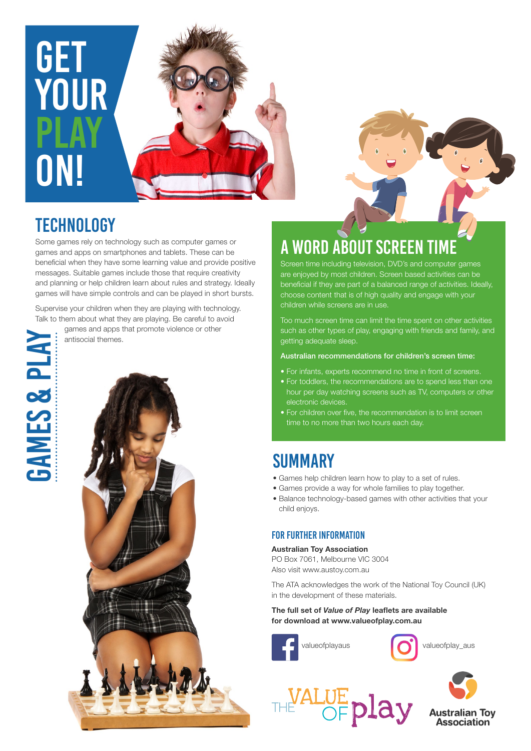# GET YOUR PLAY ON!

GAMES & PLAY

## TECHNOLOGY

Some games rely on technology such as computer games or games and apps on smartphones and tablets. These can be beneficial when they have some learning value and provide positive messages. Suitable games include those that require creativity and planning or help children learn about rules and strategy. Ideally games will have simple controls and can be played in short bursts.

Supervise your children when they are playing with technology. Talk to them about what they are playing. Be careful to avoid games and apps that promote violence or other antisocial themes.

## A WORD ABOUT SCREEN TIME

Screen time including television, DVD's and computer games are enjoyed by most children. Screen based activities can be beneficial if they are part of a balanced range of activities. Ideally, choose content that is of high quality and engage with your children while screens are in use.

Too much screen time can limit the time spent on other activities such as other types of play, engaging with friends and family, and getting adequate sleep.

**Australian recommendations for children's screen time:**

- For infants, experts recommend no time in front of screens.
- For toddlers, the recommendations are to spend less than one hour per day watching screens such as TV, computers or other electronic devices.
- For children over five, the recommendation is to limit screen time to no more than two hours each day.

## SUMMARY

- Games help children learn how to play to a set of rules.
- Games provide a way for whole families to play together.
- Balance technology-based games with other activities that your child enjoys.

### FOR FURTHER INFORMATION

**Australian Toy Association**
PO Box 7061, Melbourne VIC 3004
Also visit www.austoy.com.au

The ATA acknowledges the work of the National Toy Council (UK) in the development of these materials.

**The full set of *Value of Play* leaflets are available for download at www.valueofplay.com.au**

valueofplayaus

valueofplay_aus

THE VALUE OF play

Australian Toy Association